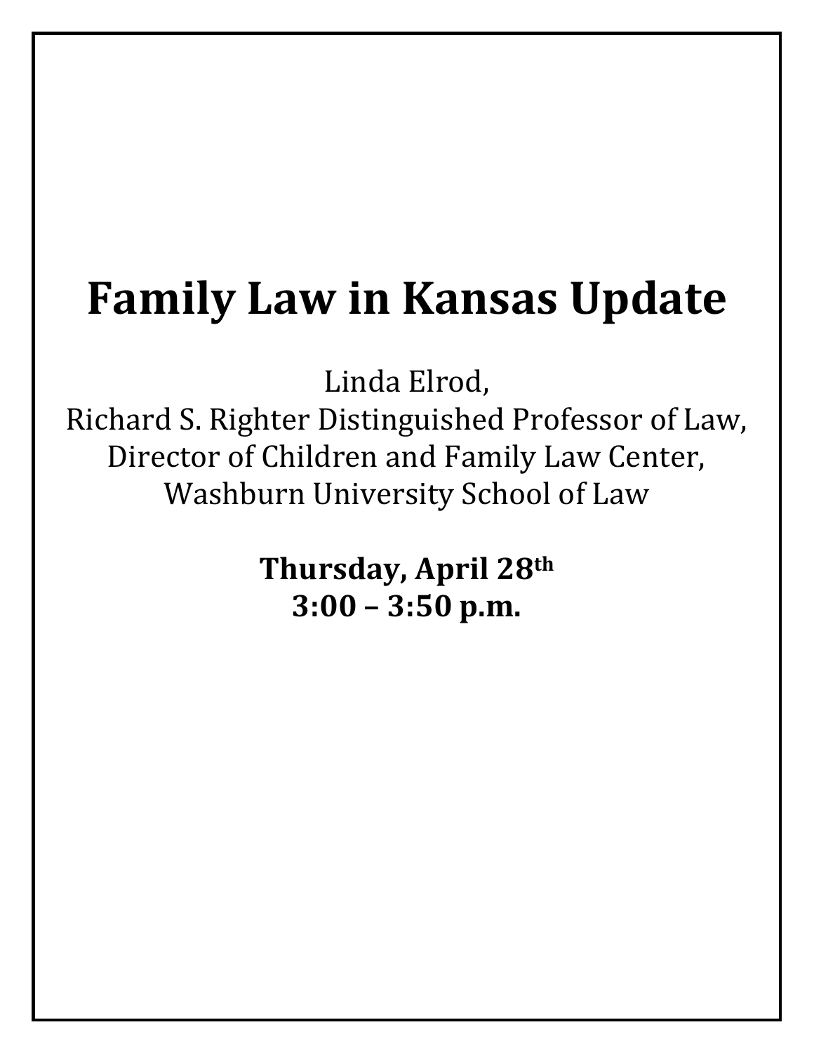# Family Law in Kansas Update

Linda Elrod,
Richard S. Righter Distinguished Professor of Law,
Director of Children and Family Law Center,
Washburn University School of Law

**Thursday, April 28th**
**3:00 – 3:50 p.m.**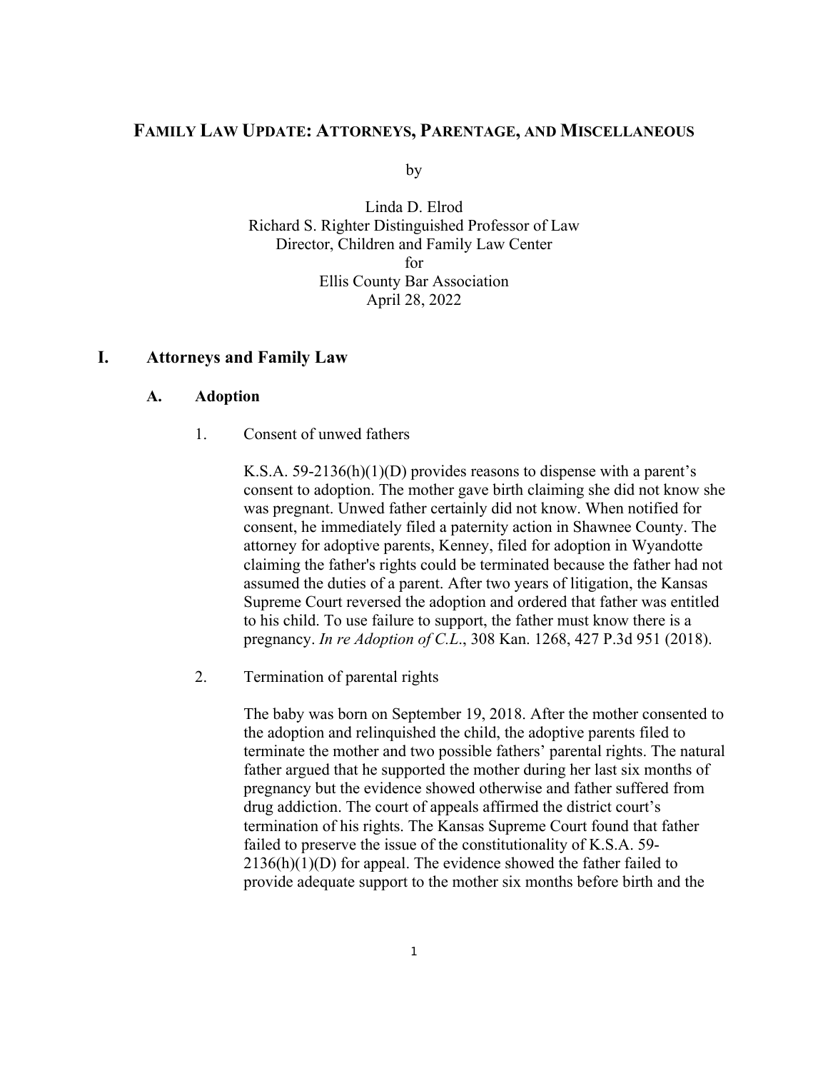# FAMILY LAW UPDATE: ATTORNEYS, PARENTAGE, AND MISCELLANEOUS

by

Linda D. Elrod
Richard S. Righter Distinguished Professor of Law
Director, Children and Family Law Center
for
Ellis County Bar Association
April 28, 2022

## I. Attorneys and Family Law

### A. Adoption

1. Consent of unwed fathers

   K.S.A. 59-2136(h)(1)(D) provides reasons to dispense with a parent's consent to adoption. The mother gave birth claiming she did not know she was pregnant. Unwed father certainly did not know. When notified for consent, he immediately filed a paternity action in Shawnee County. The attorney for adoptive parents, Kenney, filed for adoption in Wyandotte claiming the father's rights could be terminated because the father had not assumed the duties of a parent. After two years of litigation, the Kansas Supreme Court reversed the adoption and ordered that father was entitled to his child. To use failure to support, the father must know there is a pregnancy. *In re Adoption of C.L.*, 308 Kan. 1268, 427 P.3d 951 (2018).

2. Termination of parental rights

   The baby was born on September 19, 2018. After the mother consented to the adoption and relinquished the child, the adoptive parents filed to terminate the mother and two possible fathers' parental rights. The natural father argued that he supported the mother during her last six months of pregnancy but the evidence showed otherwise and father suffered from drug addiction. The court of appeals affirmed the district court's termination of his rights. The Kansas Supreme Court found that father failed to preserve the issue of the constitutionality of K.S.A. 59-2136(h)(1)(D) for appeal. The evidence showed the father failed to provide adequate support to the mother six months before birth and the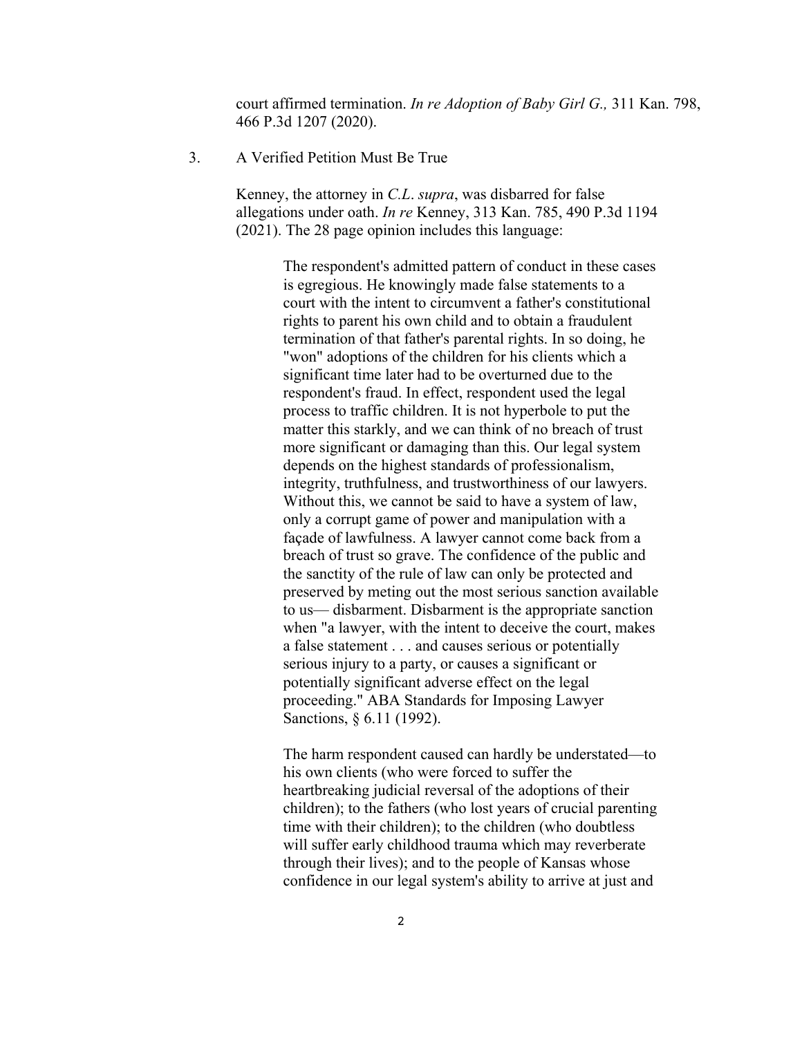court affirmed termination. *In re Adoption of Baby Girl G.,* 311 Kan. 798, 466 P.3d 1207 (2020).

3. A Verified Petition Must Be True

Kenney, the attorney in *C.L. supra*, was disbarred for false allegations under oath. *In re* Kenney, 313 Kan. 785, 490 P.3d 1194 (2021). The 28 page opinion includes this language:

> The respondent's admitted pattern of conduct in these cases is egregious. He knowingly made false statements to a court with the intent to circumvent a father's constitutional rights to parent his own child and to obtain a fraudulent termination of that father's parental rights. In so doing, he "won" adoptions of the children for his clients which a significant time later had to be overturned due to the respondent's fraud. In effect, respondent used the legal process to traffic children. It is not hyperbole to put the matter this starkly, and we can think of no breach of trust more significant or damaging than this. Our legal system depends on the highest standards of professionalism, integrity, truthfulness, and trustworthiness of our lawyers. Without this, we cannot be said to have a system of law, only a corrupt game of power and manipulation with a façade of lawfulness. A lawyer cannot come back from a breach of trust so grave. The confidence of the public and the sanctity of the rule of law can only be protected and preserved by meting out the most serious sanction available to us— disbarment. Disbarment is the appropriate sanction when "a lawyer, with the intent to deceive the court, makes a false statement . . . and causes serious or potentially serious injury to a party, or causes a significant or potentially significant adverse effect on the legal proceeding." ABA Standards for Imposing Lawyer Sanctions, § 6.11 (1992).
>
> The harm respondent caused can hardly be understated—to his own clients (who were forced to suffer the heartbreaking judicial reversal of the adoptions of their children); to the fathers (who lost years of crucial parenting time with their children); to the children (who doubtless will suffer early childhood trauma which may reverberate through their lives); and to the people of Kansas whose confidence in our legal system's ability to arrive at just and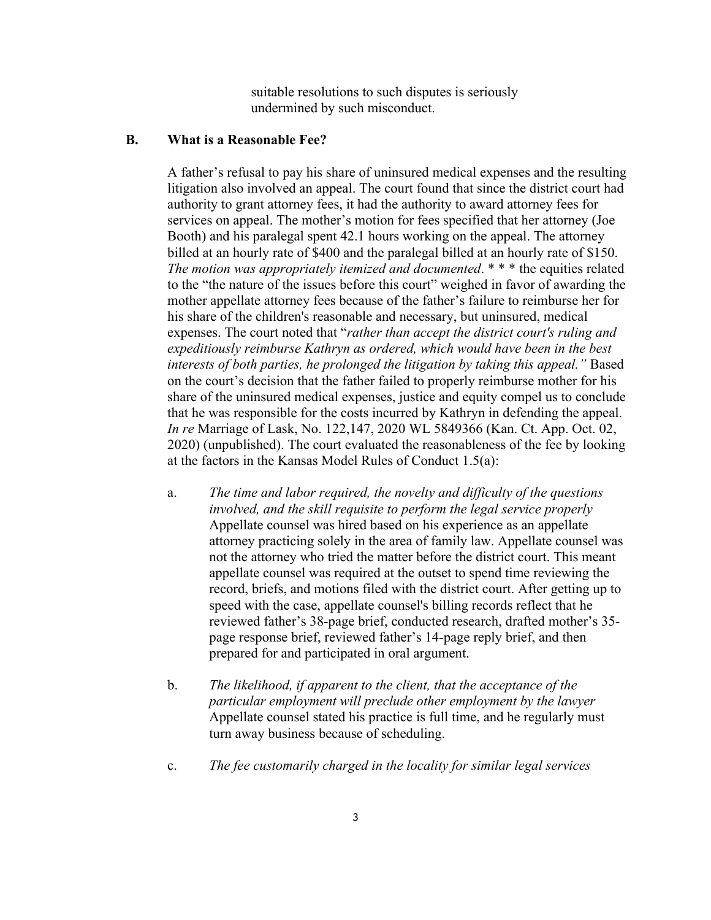suitable resolutions to such disputes is seriously undermined by such misconduct.

### B. What is a Reasonable Fee?

A father's refusal to pay his share of uninsured medical expenses and the resulting litigation also involved an appeal. The court found that since the district court had authority to grant attorney fees, it had the authority to award attorney fees for services on appeal. The mother's motion for fees specified that her attorney (Joe Booth) and his paralegal spent 42.1 hours working on the appeal. The attorney billed at an hourly rate of $400 and the paralegal billed at an hourly rate of $150. *The motion was appropriately itemized and documented*. * * * the equities related to the "the nature of the issues before this court" weighed in favor of awarding the mother appellate attorney fees because of the father's failure to reimburse her for his share of the children's reasonable and necessary, but uninsured, medical expenses. The court noted that "*rather than accept the district court's ruling and expeditiously reimburse Kathryn as ordered, which would have been in the best interests of both parties, he prolonged the litigation by taking this appeal.*" Based on the court's decision that the father failed to properly reimburse mother for his share of the uninsured medical expenses, justice and equity compel us to conclude that he was responsible for the costs incurred by Kathryn in defending the appeal. *In re* Marriage of Lask, No. 122,147, 2020 WL 5849366 (Kan. Ct. App. Oct. 02, 2020) (unpublished). The court evaluated the reasonableness of the fee by looking at the factors in the Kansas Model Rules of Conduct 1.5(a):

a. *The time and labor required, the novelty and difficulty of the questions involved, and the skill requisite to perform the legal service properly* Appellate counsel was hired based on his experience as an appellate attorney practicing solely in the area of family law. Appellate counsel was not the attorney who tried the matter before the district court. This meant appellate counsel was required at the outset to spend time reviewing the record, briefs, and motions filed with the district court. After getting up to speed with the case, appellate counsel's billing records reflect that he reviewed father's 38-page brief, conducted research, drafted mother's 35-page response brief, reviewed father's 14-page reply brief, and then prepared for and participated in oral argument.

b. *The likelihood, if apparent to the client, that the acceptance of the particular employment will preclude other employment by the lawyer* Appellate counsel stated his practice is full time, and he regularly must turn away business because of scheduling.

c. *The fee customarily charged in the locality for similar legal services*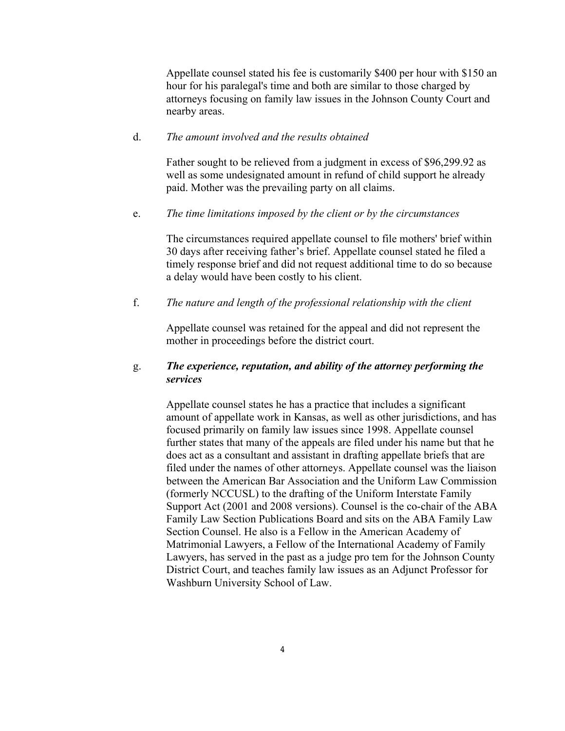Appellate counsel stated his fee is customarily $400 per hour with $150 an hour for his paralegal's time and both are similar to those charged by attorneys focusing on family law issues in the Johnson County Court and nearby areas.

d. *The amount involved and the results obtained*

Father sought to be relieved from a judgment in excess of $96,299.92 as well as some undesignated amount in refund of child support he already paid. Mother was the prevailing party on all claims.

e. *The time limitations imposed by the client or by the circumstances*

The circumstances required appellate counsel to file mothers' brief within 30 days after receiving father's brief. Appellate counsel stated he filed a timely response brief and did not request additional time to do so because a delay would have been costly to his client.

f. *The nature and length of the professional relationship with the client*

Appellate counsel was retained for the appeal and did not represent the mother in proceedings before the district court.

g. ***The experience, reputation, and ability of the attorney performing the services***

Appellate counsel states he has a practice that includes a significant amount of appellate work in Kansas, as well as other jurisdictions, and has focused primarily on family law issues since 1998. Appellate counsel further states that many of the appeals are filed under his name but that he does act as a consultant and assistant in drafting appellate briefs that are filed under the names of other attorneys. Appellate counsel was the liaison between the American Bar Association and the Uniform Law Commission (formerly NCCUSL) to the drafting of the Uniform Interstate Family Support Act (2001 and 2008 versions). Counsel is the co-chair of the ABA Family Law Section Publications Board and sits on the ABA Family Law Section Counsel. He also is a Fellow in the American Academy of Matrimonial Lawyers, a Fellow of the International Academy of Family Lawyers, has served in the past as a judge pro tem for the Johnson County District Court, and teaches family law issues as an Adjunct Professor for Washburn University School of Law.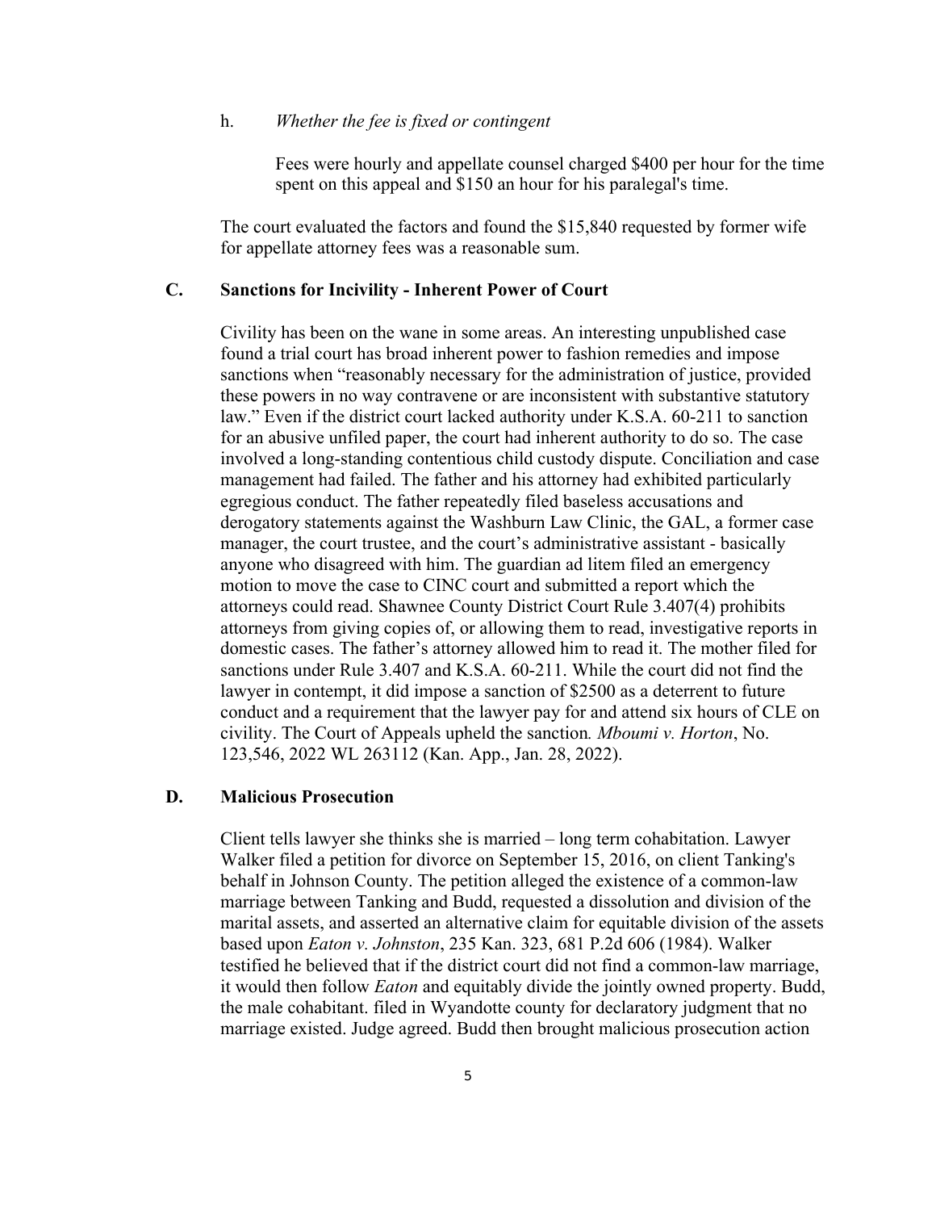h. *Whether the fee is fixed or contingent*

Fees were hourly and appellate counsel charged $400 per hour for the time spent on this appeal and $150 an hour for his paralegal's time.

The court evaluated the factors and found the $15,840 requested by former wife for appellate attorney fees was a reasonable sum.

### C. Sanctions for Incivility - Inherent Power of Court

Civility has been on the wane in some areas. An interesting unpublished case found a trial court has broad inherent power to fashion remedies and impose sanctions when "reasonably necessary for the administration of justice, provided these powers in no way contravene or are inconsistent with substantive statutory law." Even if the district court lacked authority under K.S.A. 60-211 to sanction for an abusive unfiled paper, the court had inherent authority to do so. The case involved a long-standing contentious child custody dispute. Conciliation and case management had failed. The father and his attorney had exhibited particularly egregious conduct. The father repeatedly filed baseless accusations and derogatory statements against the Washburn Law Clinic, the GAL, a former case manager, the court trustee, and the court's administrative assistant - basically anyone who disagreed with him. The guardian ad litem filed an emergency motion to move the case to CINC court and submitted a report which the attorneys could read. Shawnee County District Court Rule 3.407(4) prohibits attorneys from giving copies of, or allowing them to read, investigative reports in domestic cases. The father's attorney allowed him to read it. The mother filed for sanctions under Rule 3.407 and K.S.A. 60-211. While the court did not find the lawyer in contempt, it did impose a sanction of $2500 as a deterrent to future conduct and a requirement that the lawyer pay for and attend six hours of CLE on civility. The Court of Appeals upheld the sanction*.* *Mboumi v. Horton*, No. 123,546, 2022 WL 263112 (Kan. App., Jan. 28, 2022).

### D. Malicious Prosecution

Client tells lawyer she thinks she is married – long term cohabitation. Lawyer Walker filed a petition for divorce on September 15, 2016, on client Tanking's behalf in Johnson County. The petition alleged the existence of a common-law marriage between Tanking and Budd, requested a dissolution and division of the marital assets, and asserted an alternative claim for equitable division of the assets based upon *Eaton v. Johnston*, 235 Kan. 323, 681 P.2d 606 (1984). Walker testified he believed that if the district court did not find a common-law marriage, it would then follow *Eaton* and equitably divide the jointly owned property. Budd, the male cohabitant. filed in Wyandotte county for declaratory judgment that no marriage existed. Judge agreed. Budd then brought malicious prosecution action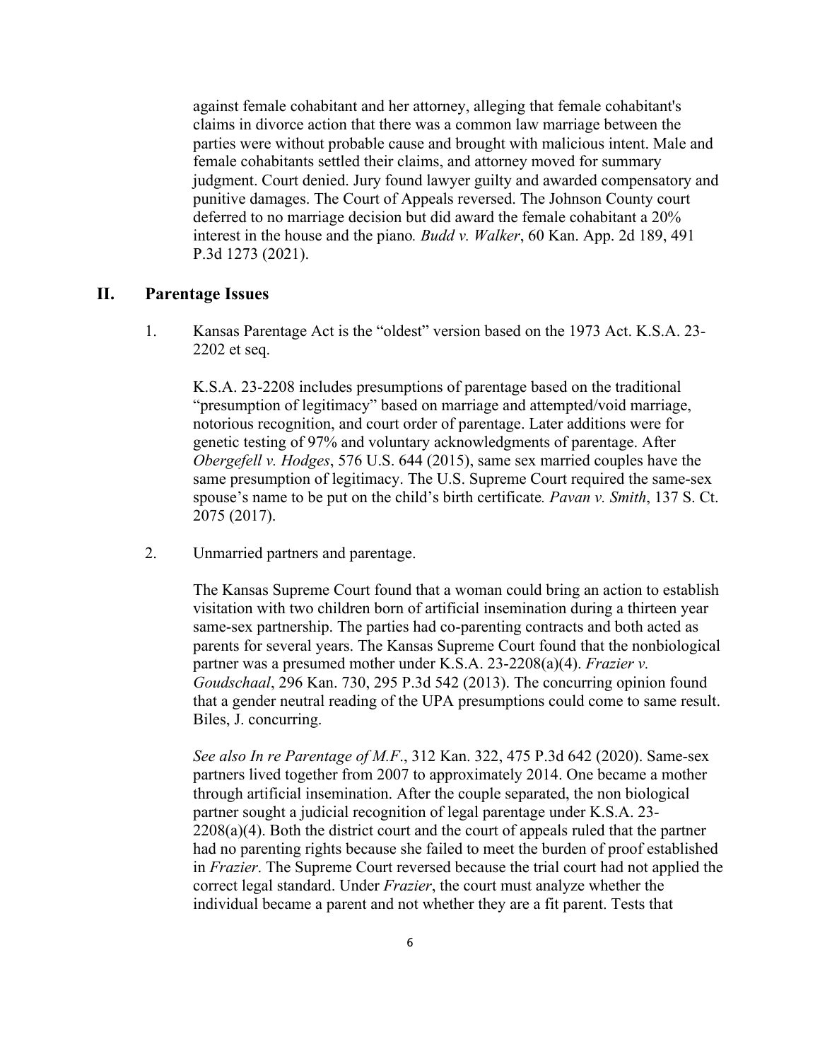against female cohabitant and her attorney, alleging that female cohabitant's claims in divorce action that there was a common law marriage between the parties were without probable cause and brought with malicious intent. Male and female cohabitants settled their claims, and attorney moved for summary judgment. Court denied. Jury found lawyer guilty and awarded compensatory and punitive damages. The Court of Appeals reversed. The Johnson County court deferred to no marriage decision but did award the female cohabitant a 20% interest in the house and the piano. *Budd v. Walker*, 60 Kan. App. 2d 189, 491 P.3d 1273 (2021).

## II. Parentage Issues

1. Kansas Parentage Act is the "oldest" version based on the 1973 Act. K.S.A. 23-2202 et seq.

   K.S.A. 23-2208 includes presumptions of parentage based on the traditional "presumption of legitimacy" based on marriage and attempted/void marriage, notorious recognition, and court order of parentage. Later additions were for genetic testing of 97% and voluntary acknowledgments of parentage. After *Obergefell v. Hodges*, 576 U.S. 644 (2015), same sex married couples have the same presumption of legitimacy. The U.S. Supreme Court required the same-sex spouse's name to be put on the child's birth certificate. *Pavan v. Smith*, 137 S. Ct. 2075 (2017).

2. Unmarried partners and parentage.

   The Kansas Supreme Court found that a woman could bring an action to establish visitation with two children born of artificial insemination during a thirteen year same-sex partnership. The parties had co-parenting contracts and both acted as parents for several years. The Kansas Supreme Court found that the nonbiological partner was a presumed mother under K.S.A. 23-2208(a)(4). *Frazier v. Goudschaal*, 296 Kan. 730, 295 P.3d 542 (2013). The concurring opinion found that a gender neutral reading of the UPA presumptions could come to same result. Biles, J. concurring.

   *See also In re Parentage of M.F.*, 312 Kan. 322, 475 P.3d 642 (2020). Same-sex partners lived together from 2007 to approximately 2014. One became a mother through artificial insemination. After the couple separated, the non biological partner sought a judicial recognition of legal parentage under K.S.A. 23-2208(a)(4). Both the district court and the court of appeals ruled that the partner had no parenting rights because she failed to meet the burden of proof established in *Frazier*. The Supreme Court reversed because the trial court had not applied the correct legal standard. Under *Frazier*, the court must analyze whether the individual became a parent and not whether they are a fit parent. Tests that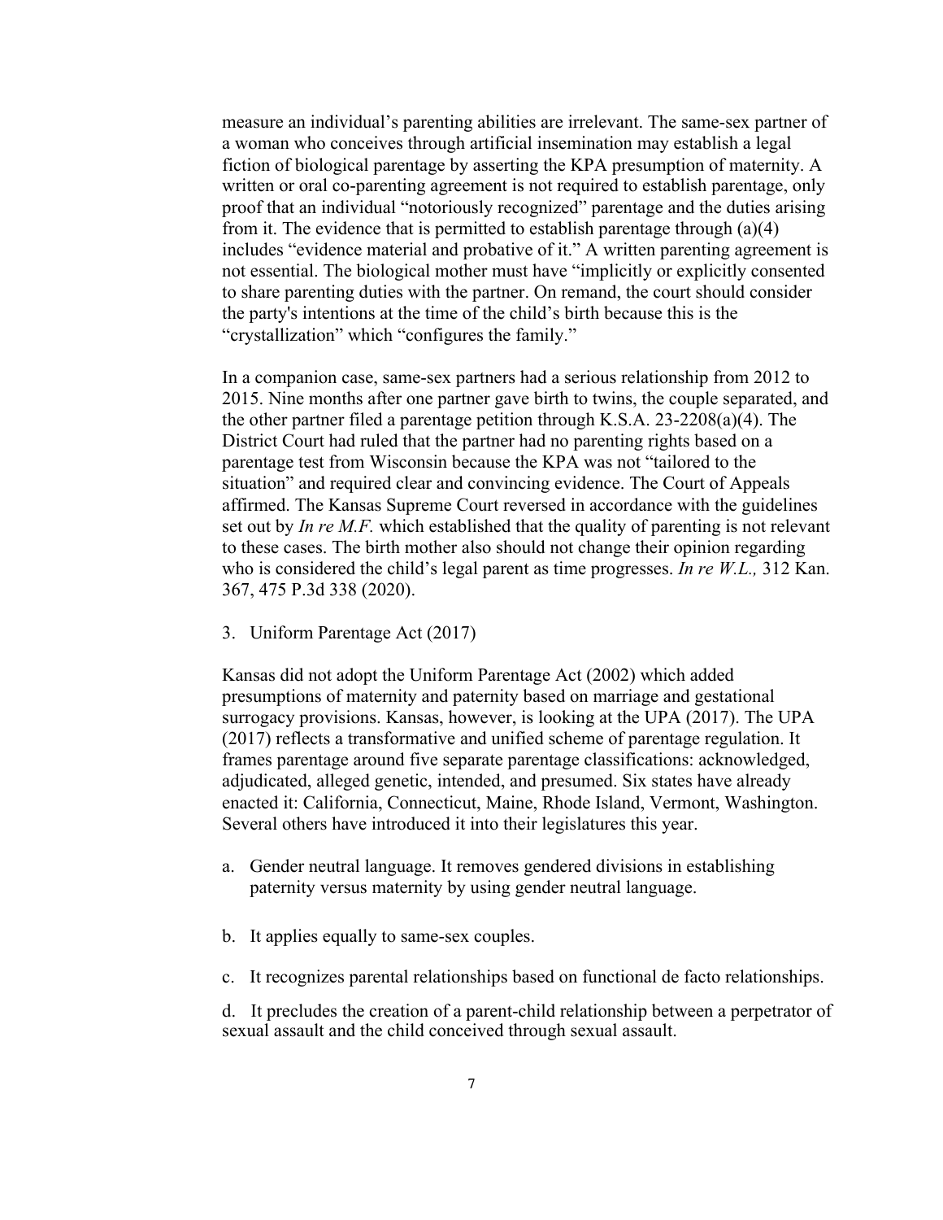measure an individual's parenting abilities are irrelevant. The same-sex partner of a woman who conceives through artificial insemination may establish a legal fiction of biological parentage by asserting the KPA presumption of maternity. A written or oral co-parenting agreement is not required to establish parentage, only proof that an individual "notoriously recognized" parentage and the duties arising from it. The evidence that is permitted to establish parentage through (a)(4) includes "evidence material and probative of it." A written parenting agreement is not essential. The biological mother must have "implicitly or explicitly consented to share parenting duties with the partner. On remand, the court should consider the party's intentions at the time of the child's birth because this is the "crystallization" which "configures the family."

In a companion case, same-sex partners had a serious relationship from 2012 to 2015. Nine months after one partner gave birth to twins, the couple separated, and the other partner filed a parentage petition through K.S.A. 23-2208(a)(4). The District Court had ruled that the partner had no parenting rights based on a parentage test from Wisconsin because the KPA was not "tailored to the situation" and required clear and convincing evidence. The Court of Appeals affirmed. The Kansas Supreme Court reversed in accordance with the guidelines set out by *In re M.F.* which established that the quality of parenting is not relevant to these cases. The birth mother also should not change their opinion regarding who is considered the child's legal parent as time progresses. *In re W.L.,* 312 Kan. 367, 475 P.3d 338 (2020).

3. Uniform Parentage Act (2017)

Kansas did not adopt the Uniform Parentage Act (2002) which added presumptions of maternity and paternity based on marriage and gestational surrogacy provisions. Kansas, however, is looking at the UPA (2017). The UPA (2017) reflects a transformative and unified scheme of parentage regulation. It frames parentage around five separate parentage classifications: acknowledged, adjudicated, alleged genetic, intended, and presumed. Six states have already enacted it: California, Connecticut, Maine, Rhode Island, Vermont, Washington. Several others have introduced it into their legislatures this year.

a. Gender neutral language. It removes gendered divisions in establishing paternity versus maternity by using gender neutral language.

b. It applies equally to same-sex couples.

c. It recognizes parental relationships based on functional de facto relationships.

d. It precludes the creation of a parent-child relationship between a perpetrator of sexual assault and the child conceived through sexual assault.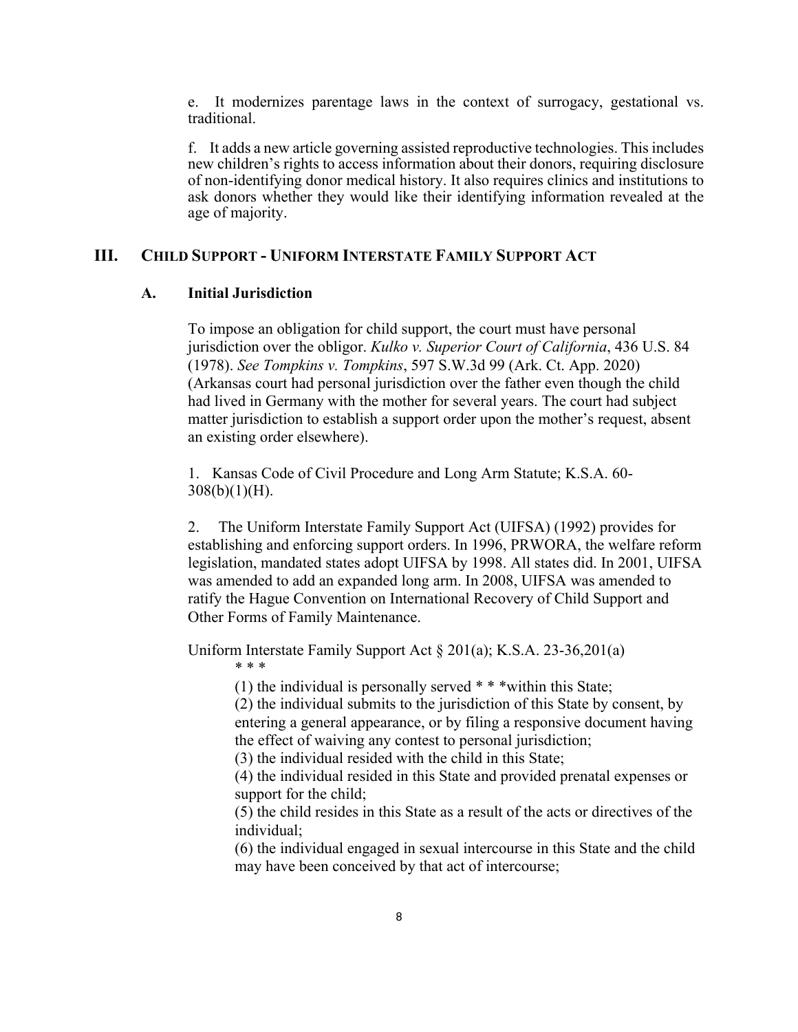e. It modernizes parentage laws in the context of surrogacy, gestational vs. traditional.

f. It adds a new article governing assisted reproductive technologies. This includes new children's rights to access information about their donors, requiring disclosure of non-identifying donor medical history. It also requires clinics and institutions to ask donors whether they would like their identifying information revealed at the age of majority.

## III. CHILD SUPPORT - UNIFORM INTERSTATE FAMILY SUPPORT ACT

### A. Initial Jurisdiction

To impose an obligation for child support, the court must have personal jurisdiction over the obligor. *Kulko v. Superior Court of California*, 436 U.S. 84 (1978). *See Tompkins v. Tompkins*, 597 S.W.3d 99 (Ark. Ct. App. 2020) (Arkansas court had personal jurisdiction over the father even though the child had lived in Germany with the mother for several years. The court had subject matter jurisdiction to establish a support order upon the mother's request, absent an existing order elsewhere).

1. Kansas Code of Civil Procedure and Long Arm Statute; K.S.A. 60-308(b)(1)(H).

2. The Uniform Interstate Family Support Act (UIFSA) (1992) provides for establishing and enforcing support orders. In 1996, PRWORA, the welfare reform legislation, mandated states adopt UIFSA by 1998. All states did. In 2001, UIFSA was amended to add an expanded long arm. In 2008, UIFSA was amended to ratify the Hague Convention on International Recovery of Child Support and Other Forms of Family Maintenance.

Uniform Interstate Family Support Act § 201(a); K.S.A. 23-36,201(a)

> * * *
>
> (1) the individual is personally served * * *within this State;
>
> (2) the individual submits to the jurisdiction of this State by consent, by entering a general appearance, or by filing a responsive document having the effect of waiving any contest to personal jurisdiction;
>
> (3) the individual resided with the child in this State;
>
> (4) the individual resided in this State and provided prenatal expenses or support for the child;
>
> (5) the child resides in this State as a result of the acts or directives of the individual;
>
> (6) the individual engaged in sexual intercourse in this State and the child may have been conceived by that act of intercourse;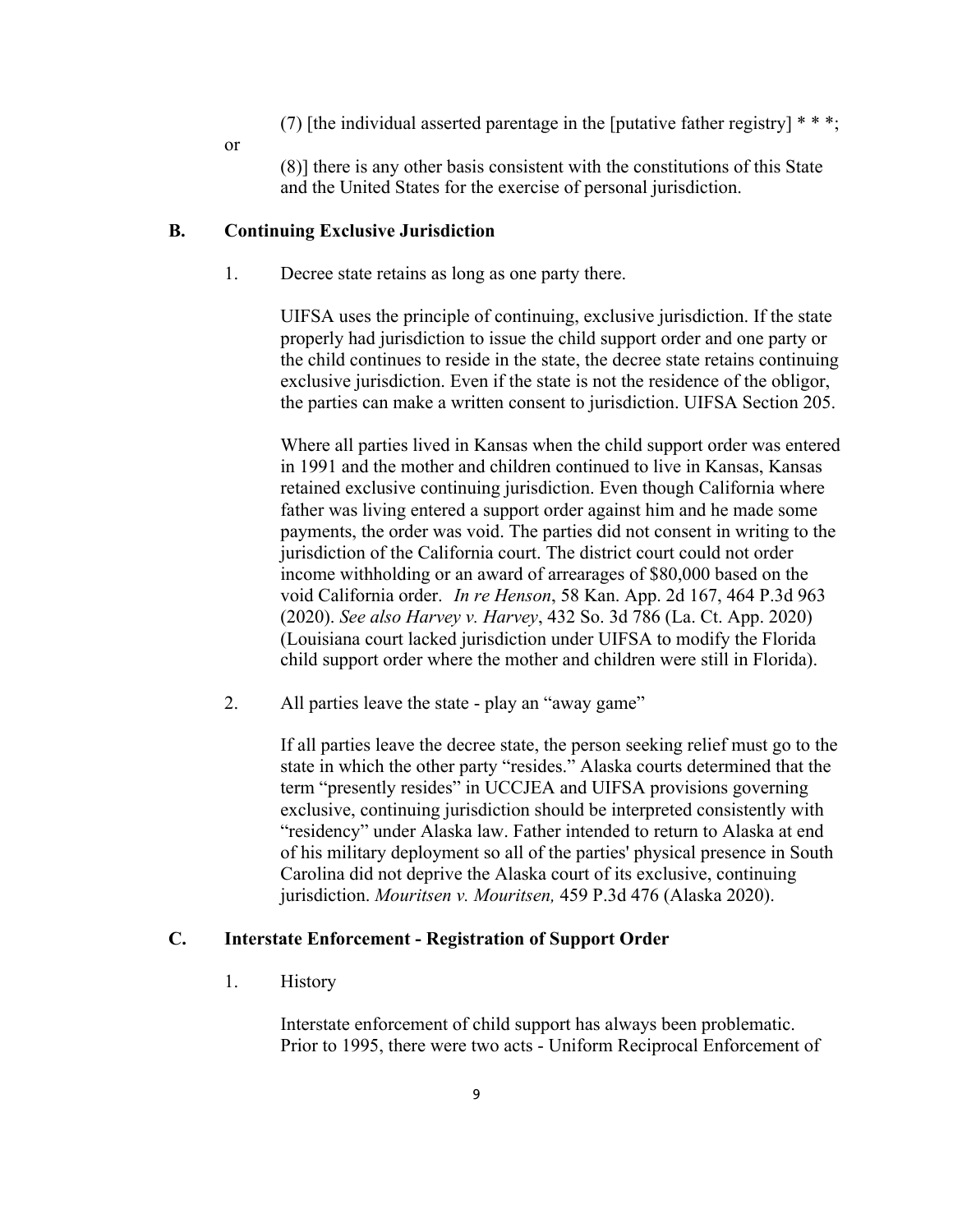(7) [the individual asserted parentage in the [putative father registry] * * *;

or

(8)] there is any other basis consistent with the constitutions of this State and the United States for the exercise of personal jurisdiction.

### B. Continuing Exclusive Jurisdiction

1. Decree state retains as long as one party there.

   UIFSA uses the principle of continuing, exclusive jurisdiction. If the state properly had jurisdiction to issue the child support order and one party or the child continues to reside in the state, the decree state retains continuing exclusive jurisdiction. Even if the state is not the residence of the obligor, the parties can make a written consent to jurisdiction. UIFSA Section 205.

   Where all parties lived in Kansas when the child support order was entered in 1991 and the mother and children continued to live in Kansas, Kansas retained exclusive continuing jurisdiction. Even though California where father was living entered a support order against him and he made some payments, the order was void. The parties did not consent in writing to the jurisdiction of the California court. The district court could not order income withholding or an award of arrearages of $80,000 based on the void California order. *In re Henson*, 58 Kan. App. 2d 167, 464 P.3d 963 (2020). *See also Harvey v. Harvey*, 432 So. 3d 786 (La. Ct. App. 2020) (Louisiana court lacked jurisdiction under UIFSA to modify the Florida child support order where the mother and children were still in Florida).

2. All parties leave the state - play an "away game"

   If all parties leave the decree state, the person seeking relief must go to the state in which the other party "resides." Alaska courts determined that the term "presently resides" in UCCJEA and UIFSA provisions governing exclusive, continuing jurisdiction should be interpreted consistently with "residency" under Alaska law. Father intended to return to Alaska at end of his military deployment so all of the parties' physical presence in South Carolina did not deprive the Alaska court of its exclusive, continuing jurisdiction. *Mouritsen v. Mouritsen,* 459 P.3d 476 (Alaska 2020).

### C. Interstate Enforcement - Registration of Support Order

1. History

   Interstate enforcement of child support has always been problematic. Prior to 1995, there were two acts - Uniform Reciprocal Enforcement of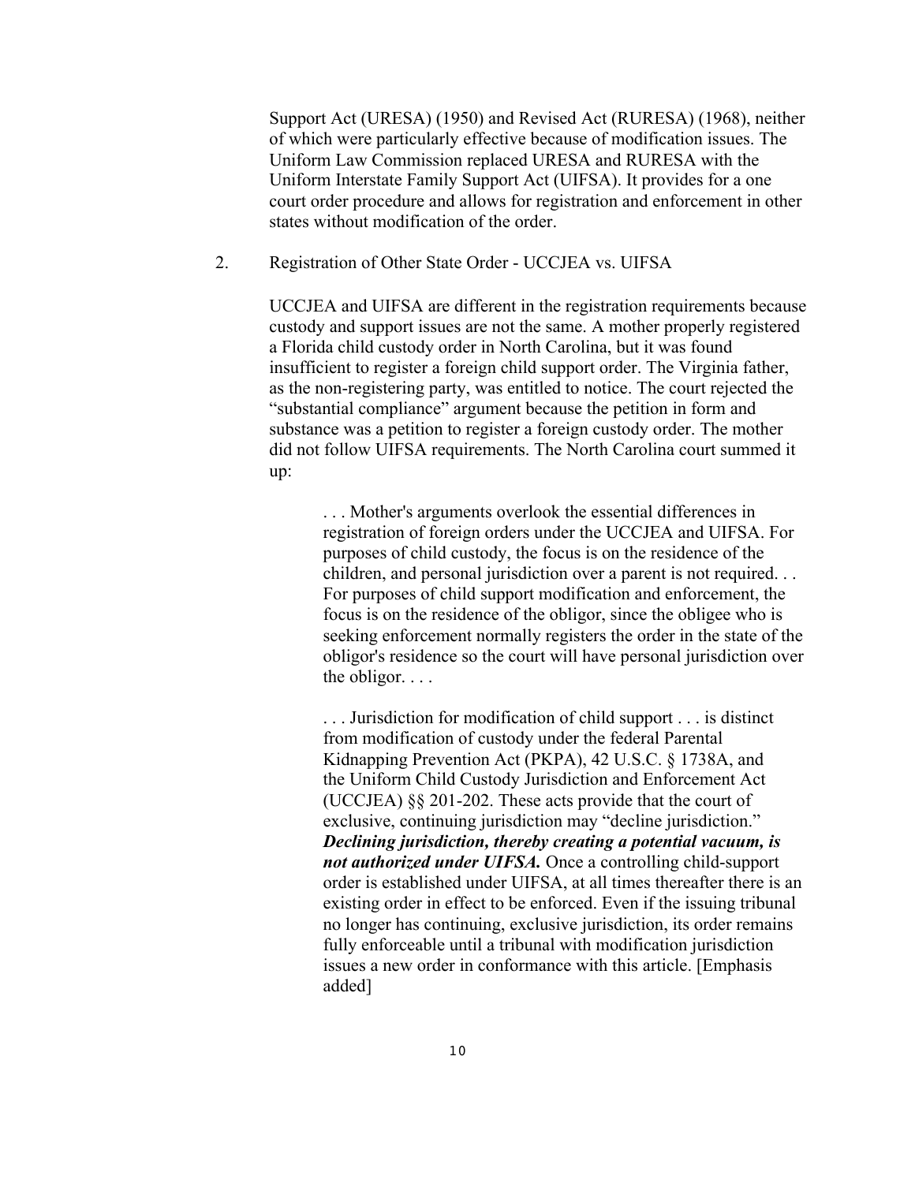Support Act (URESA) (1950) and Revised Act (RURESA) (1968), neither of which were particularly effective because of modification issues. The Uniform Law Commission replaced URESA and RURESA with the Uniform Interstate Family Support Act (UIFSA). It provides for a one court order procedure and allows for registration and enforcement in other states without modification of the order.

2. Registration of Other State Order - UCCJEA vs. UIFSA

UCCJEA and UIFSA are different in the registration requirements because custody and support issues are not the same. A mother properly registered a Florida child custody order in North Carolina, but it was found insufficient to register a foreign child support order. The Virginia father, as the non-registering party, was entitled to notice. The court rejected the "substantial compliance" argument because the petition in form and substance was a petition to register a foreign custody order. The mother did not follow UIFSA requirements. The North Carolina court summed it up:

> . . . Mother's arguments overlook the essential differences in registration of foreign orders under the UCCJEA and UIFSA. For purposes of child custody, the focus is on the residence of the children, and personal jurisdiction over a parent is not required. . . For purposes of child support modification and enforcement, the focus is on the residence of the obligor, since the obligee who is seeking enforcement normally registers the order in the state of the obligor's residence so the court will have personal jurisdiction over the obligor. . . .
>
> . . . Jurisdiction for modification of child support . . . is distinct from modification of custody under the federal Parental Kidnapping Prevention Act (PKPA), 42 U.S.C. § 1738A, and the Uniform Child Custody Jurisdiction and Enforcement Act (UCCJEA) §§ 201-202. These acts provide that the court of exclusive, continuing jurisdiction may "decline jurisdiction." ***Declining jurisdiction, thereby creating a potential vacuum, is not authorized under UIFSA.*** Once a controlling child-support order is established under UIFSA, at all times thereafter there is an existing order in effect to be enforced. Even if the issuing tribunal no longer has continuing, exclusive jurisdiction, its order remains fully enforceable until a tribunal with modification jurisdiction issues a new order in conformance with this article. [Emphasis added]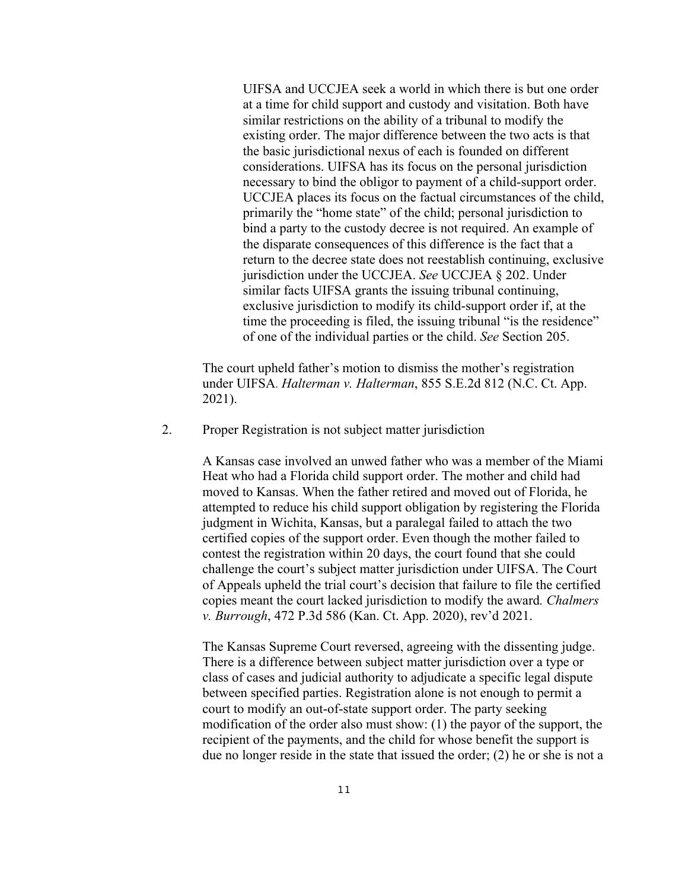> UIFSA and UCCJEA seek a world in which there is but one order at a time for child support and custody and visitation. Both have similar restrictions on the ability of a tribunal to modify the existing order. The major difference between the two acts is that the basic jurisdictional nexus of each is founded on different considerations. UIFSA has its focus on the personal jurisdiction necessary to bind the obligor to payment of a child-support order. UCCJEA places its focus on the factual circumstances of the child, primarily the "home state" of the child; personal jurisdiction to bind a party to the custody decree is not required. An example of the disparate consequences of this difference is the fact that a return to the decree state does not reestablish continuing, exclusive jurisdiction under the UCCJEA. *See* UCCJEA § 202. Under similar facts UIFSA grants the issuing tribunal continuing, exclusive jurisdiction to modify its child-support order if, at the time the proceeding is filed, the issuing tribunal "is the residence" of one of the individual parties or the child. *See* Section 205.

The court upheld father's motion to dismiss the mother's registration under UIFSA. *Halterman v. Halterman*, 855 S.E.2d 812 (N.C. Ct. App. 2021).

2. Proper Registration is not subject matter jurisdiction

A Kansas case involved an unwed father who was a member of the Miami Heat who had a Florida child support order. The mother and child had moved to Kansas. When the father retired and moved out of Florida, he attempted to reduce his child support obligation by registering the Florida judgment in Wichita, Kansas, but a paralegal failed to attach the two certified copies of the support order. Even though the mother failed to contest the registration within 20 days, the court found that she could challenge the court's subject matter jurisdiction under UIFSA. The Court of Appeals upheld the trial court's decision that failure to file the certified copies meant the court lacked jurisdiction to modify the award. *Chalmers v. Burrough*, 472 P.3d 586 (Kan. Ct. App. 2020), rev'd 2021.

The Kansas Supreme Court reversed, agreeing with the dissenting judge. There is a difference between subject matter jurisdiction over a type or class of cases and judicial authority to adjudicate a specific legal dispute between specified parties. Registration alone is not enough to permit a court to modify an out-of-state support order. The party seeking modification of the order also must show: (1) the payor of the support, the recipient of the payments, and the child for whose benefit the support is due no longer reside in the state that issued the order; (2) he or she is not a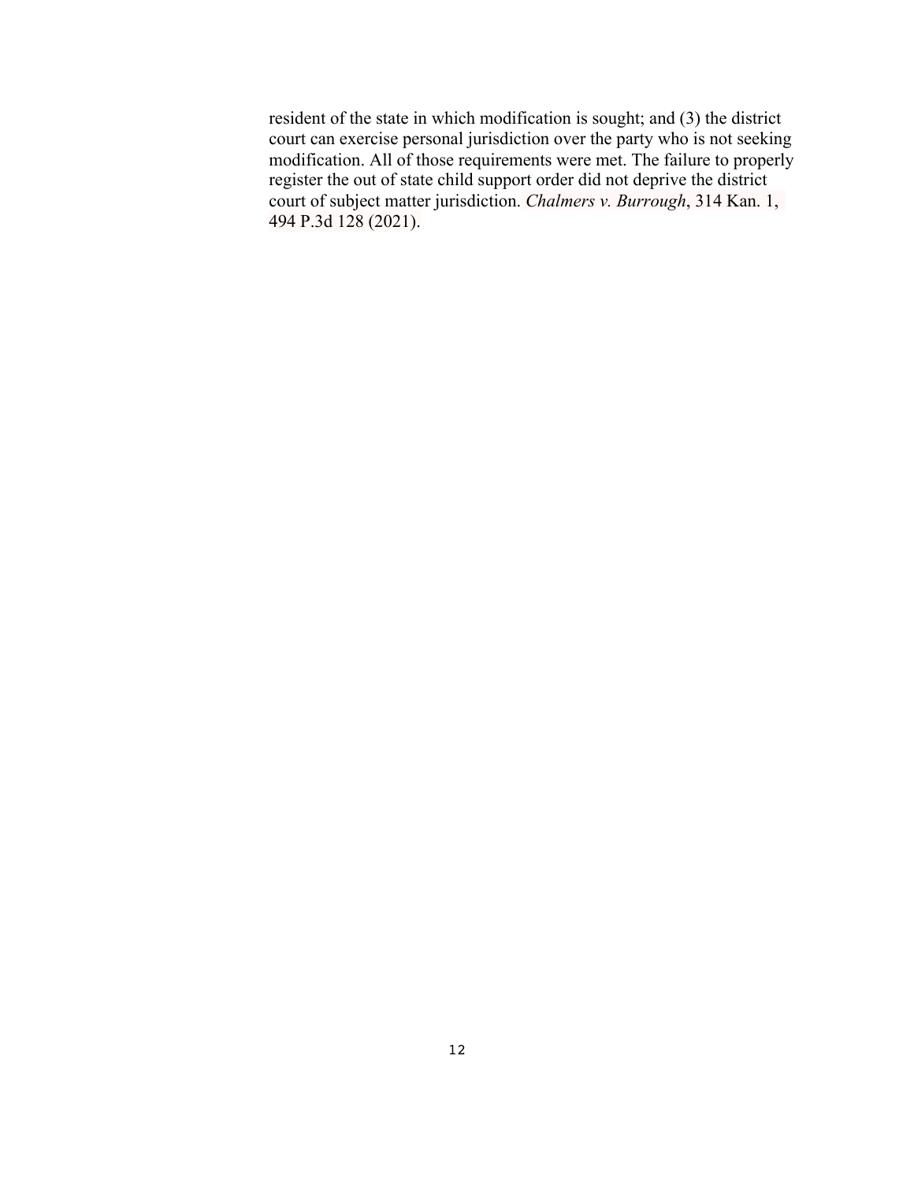resident of the state in which modification is sought; and (3) the district court can exercise personal jurisdiction over the party who is not seeking modification. All of those requirements were met. The failure to properly register the out of state child support order did not deprive the district court of subject matter jurisdiction. *Chalmers v. Burrough*, 314 Kan. 1, 494 P.3d 128 (2021).